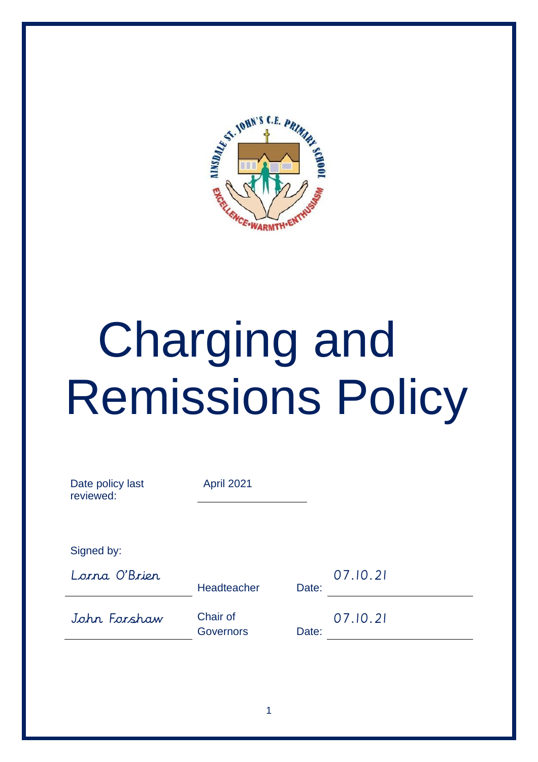# Charging and Remissions Policy

Date policy last reviewed: April 2021

Signed by:

| | | | |
|---|---|---|---|
| Lorna O'Brien | Headteacher | Date: | 07.10.21 |
| John Forshaw | Chair of Governors | Date: | 07.10.21 |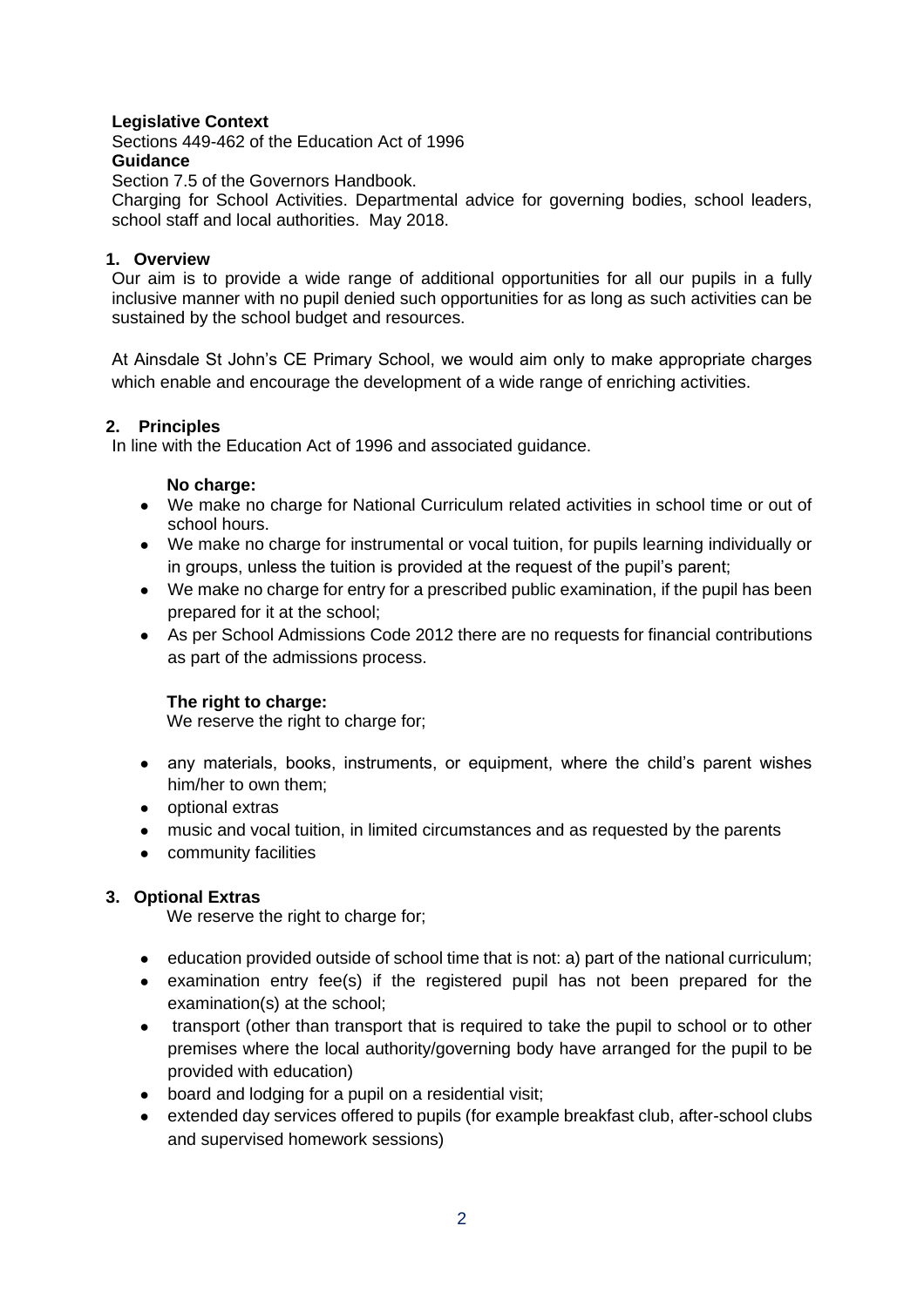**Legislative Context**

Sections 449-462 of the Education Act of 1996

**Guidance**

Section 7.5 of the Governors Handbook.

Charging for School Activities. Departmental advice for governing bodies, school leaders, school staff and local authorities. May 2018.

## 1. Overview

Our aim is to provide a wide range of additional opportunities for all our pupils in a fully inclusive manner with no pupil denied such opportunities for as long as such activities can be sustained by the school budget and resources.

At Ainsdale St John's CE Primary School, we would aim only to make appropriate charges which enable and encourage the development of a wide range of enriching activities.

## 2. Principles

In line with the Education Act of 1996 and associated guidance.

**No charge:**

- We make no charge for National Curriculum related activities in school time or out of school hours.
- We make no charge for instrumental or vocal tuition, for pupils learning individually or in groups, unless the tuition is provided at the request of the pupil's parent;
- We make no charge for entry for a prescribed public examination, if the pupil has been prepared for it at the school;
- As per School Admissions Code 2012 there are no requests for financial contributions as part of the admissions process.

**The right to charge:**

We reserve the right to charge for;

- any materials, books, instruments, or equipment, where the child's parent wishes him/her to own them;
- optional extras
- music and vocal tuition, in limited circumstances and as requested by the parents
- community facilities

## 3. Optional Extras

We reserve the right to charge for;

- education provided outside of school time that is not: a) part of the national curriculum;
- examination entry fee(s) if the registered pupil has not been prepared for the examination(s) at the school;
- transport (other than transport that is required to take the pupil to school or to other premises where the local authority/governing body have arranged for the pupil to be provided with education)
- board and lodging for a pupil on a residential visit;
- extended day services offered to pupils (for example breakfast club, after-school clubs and supervised homework sessions)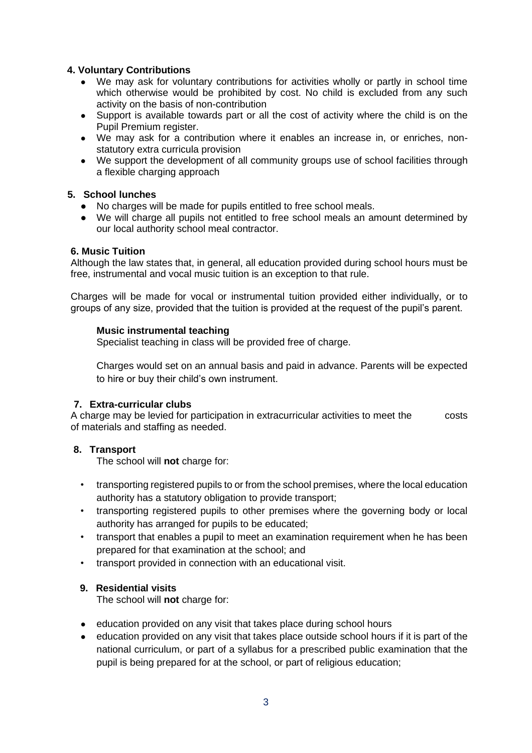**4. Voluntary Contributions**

- We may ask for voluntary contributions for activities wholly or partly in school time which otherwise would be prohibited by cost. No child is excluded from any such activity on the basis of non-contribution
- Support is available towards part or all the cost of activity where the child is on the Pupil Premium register.
- We may ask for a contribution where it enables an increase in, or enriches, non-statutory extra curricula provision
- We support the development of all community groups use of school facilities through a flexible charging approach

**5. School lunches**

- No charges will be made for pupils entitled to free school meals.
- We will charge all pupils not entitled to free school meals an amount determined by our local authority school meal contractor.

**6. Music Tuition**

Although the law states that, in general, all education provided during school hours must be free, instrumental and vocal music tuition is an exception to that rule.

Charges will be made for vocal or instrumental tuition provided either individually, or to groups of any size, provided that the tuition is provided at the request of the pupil's parent.

**Music instrumental teaching**

Specialist teaching in class will be provided free of charge.

Charges would set on an annual basis and paid in advance. Parents will be expected to hire or buy their child's own instrument.

**7. Extra-curricular clubs**

A charge may be levied for participation in extracurricular activities to meet the costs of materials and staffing as needed.

**8. Transport**

The school will **not** charge for:

- transporting registered pupils to or from the school premises, where the local education authority has a statutory obligation to provide transport;
- transporting registered pupils to other premises where the governing body or local authority has arranged for pupils to be educated;
- transport that enables a pupil to meet an examination requirement when he has been prepared for that examination at the school; and
- transport provided in connection with an educational visit.

**9. Residential visits**

The school will **not** charge for:

- education provided on any visit that takes place during school hours
- education provided on any visit that takes place outside school hours if it is part of the national curriculum, or part of a syllabus for a prescribed public examination that the pupil is being prepared for at the school, or part of religious education;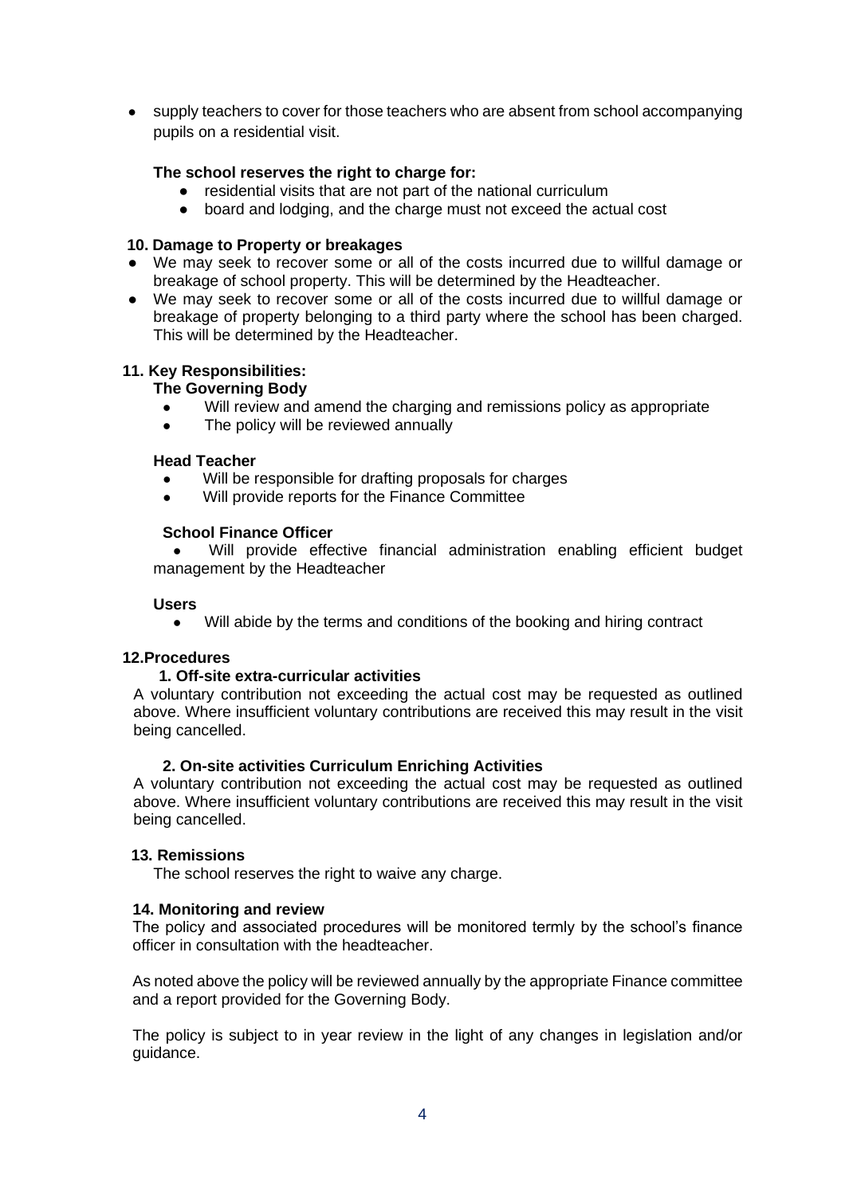- supply teachers to cover for those teachers who are absent from school accompanying pupils on a residential visit.

**The school reserves the right to charge for:**

- residential visits that are not part of the national curriculum
- board and lodging, and the charge must not exceed the actual cost

**10. Damage to Property or breakages**

- We may seek to recover some or all of the costs incurred due to willful damage or breakage of school property. This will be determined by the Headteacher.
- We may seek to recover some or all of the costs incurred due to willful damage or breakage of property belonging to a third party where the school has been charged. This will be determined by the Headteacher.

**11. Key Responsibilities:**

**The Governing Body**

- Will review and amend the charging and remissions policy as appropriate
- The policy will be reviewed annually

**Head Teacher**

- Will be responsible for drafting proposals for charges
- Will provide reports for the Finance Committee

**School Finance Officer**

- Will provide effective financial administration enabling efficient budget management by the Headteacher

**Users**

- Will abide by the terms and conditions of the booking and hiring contract

**12.Procedures**

**1. Off-site extra-curricular activities**

A voluntary contribution not exceeding the actual cost may be requested as outlined above. Where insufficient voluntary contributions are received this may result in the visit being cancelled.

**2. On-site activities Curriculum Enriching Activities**

A voluntary contribution not exceeding the actual cost may be requested as outlined above. Where insufficient voluntary contributions are received this may result in the visit being cancelled.

**13. Remissions**

The school reserves the right to waive any charge.

**14. Monitoring and review**

The policy and associated procedures will be monitored termly by the school's finance officer in consultation with the headteacher.

As noted above the policy will be reviewed annually by the appropriate Finance committee and a report provided for the Governing Body.

The policy is subject to in year review in the light of any changes in legislation and/or guidance.